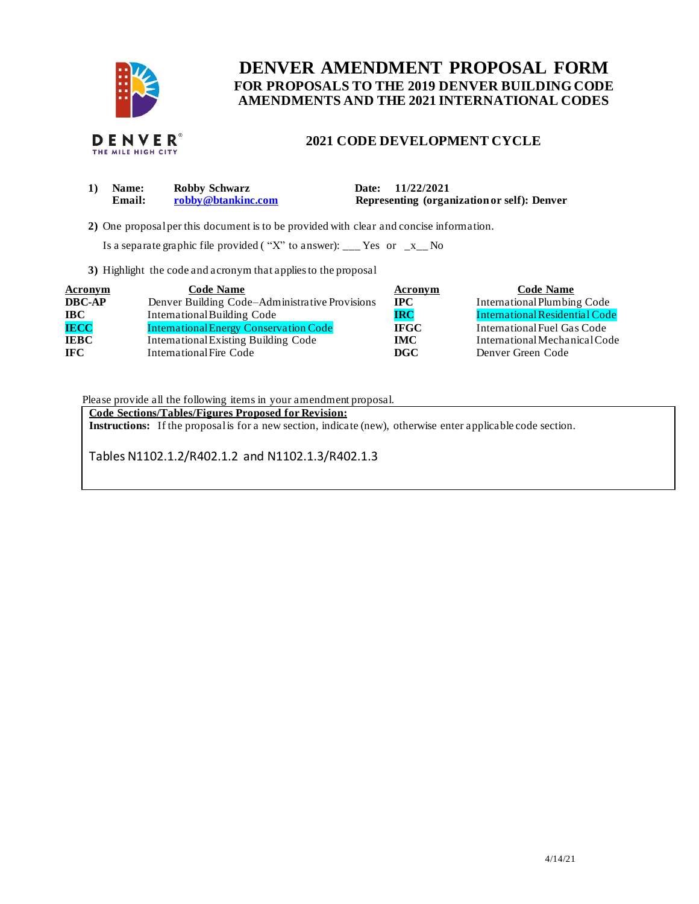# DENVER AMENDMENT PROPOSAL FORM

## FOR PROPOSALS TO THE 2019 DENVER BUILDING CODE AMENDMENTS AND THE 2021 INTERNATIONAL CODES

DENVER
THE MILE HIGH CITY

## 2021 CODE DEVELOPMENT CYCLE

**1) Name:** Robby Schwarz
**Email:** robby@btankinc.com

**Date:** 11/22/2021
**Representing (organization or self):** Denver

**2)** One proposal per this document is to be provided with clear and concise information.

Is a separate graphic file provided ( "X" to answer): ___ Yes or _x__ No

**3)** Highlight the code and acronym that applies to the proposal

| Acronym | Code Name | Acronym | Code Name |
|---|---|---|---|
| **DBC-AP** | Denver Building Code–Administrative Provisions | **IPC** | International Plumbing Code |
| **IBC** | International Building Code | **IRC** | International Residential Code |
| **IECC** | International Energy Conservation Code | **IFGC** | International Fuel Gas Code |
| **IEBC** | International Existing Building Code | **IMC** | International Mechanical Code |
| **IFC** | International Fire Code | **DGC** | Denver Green Code |

Please provide all the following items in your amendment proposal.

**Code Sections/Tables/Figures Proposed for Revision:**

**Instructions:** If the proposal is for a new section, indicate (new), otherwise enter applicable code section.

Tables N1102.1.2/R402.1.2 and N1102.1.3/R402.1.3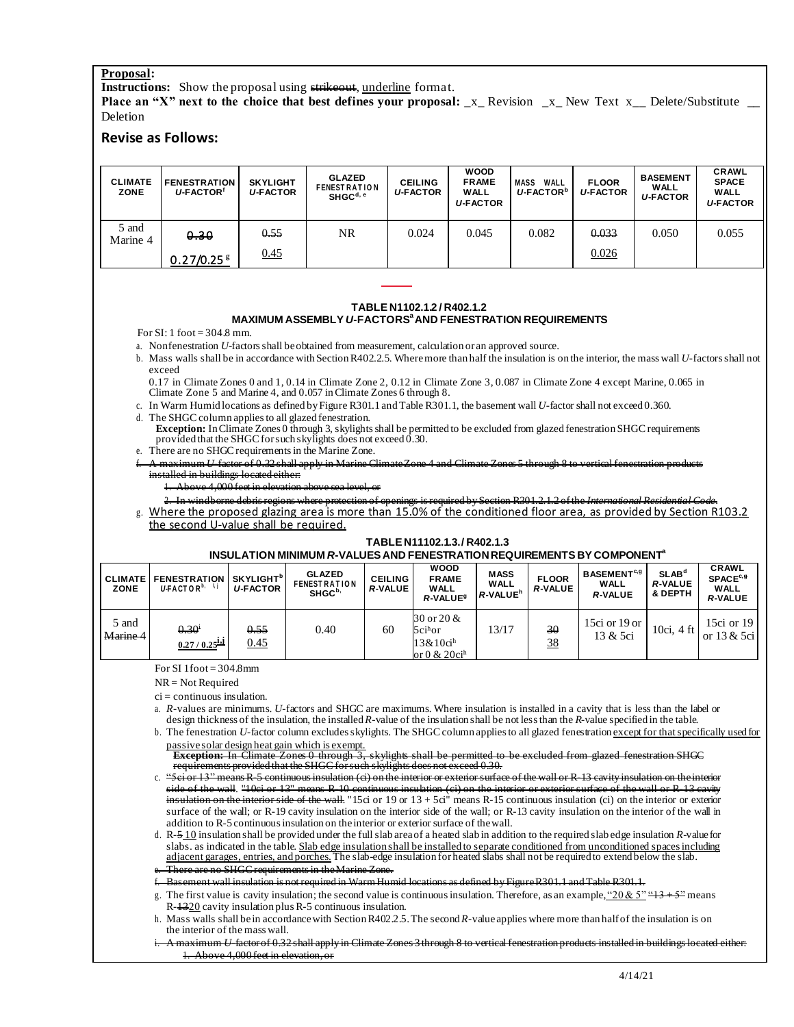**Proposal:**

**Instructions:** Show the proposal using ~~strikeout~~, <u>underline</u> format.

**Place an "X" next to the choice that best defines your proposal:** \_x\_ Revision \_x\_ New Text x\_\_ Delete/Substitute \_\_ Deletion

## Revise as Follows:

| CLIMATE ZONE | FENESTRATION *U*-FACTOR[f] | SKYLIGHT *U*-FACTOR | GLAZED FENESTRATION SHGC[d, e] | CEILING *U*-FACTOR | WOOD FRAME WALL *U*-FACTOR | MASS WALL *U*-FACTOR[b] | FLOOR *U*-FACTOR | BASEMENT WALL *U*-FACTOR | CRAWL SPACE WALL *U*-FACTOR |
|---|---|---|---|---|---|---|---|---|---|
| 5 and Marine 4 | ~~0.30~~ <u>0.27/0.25[g]</u> | ~~0.55~~ <u>0.45</u> | NR | 0.024 | 0.045 | 0.082 | ~~0.033~~ <u>0.026</u> | 0.050 | 0.055 |

**TABLE N1102.1.2 / R402.1.2**
**MAXIMUM ASSEMBLY *U*-FACTORS[a] AND FENESTRATION REQUIREMENTS**

For SI: 1 foot = 304.8 mm.

a. Nonfenestration *U*-factors shall be obtained from measurement, calculation or an approved source.

b. Mass walls shall be in accordance with Section R402.2.5. Where more than half the insulation is on the interior, the mass wall *U*-factors shall not exceed 0.17 in Climate Zones 0 and 1, 0.14 in Climate Zone 2, 0.12 in Climate Zone 3, 0.087 in Climate Zone 4 except Marine, 0.065 in Climate Zone 5 and Marine 4, and 0.057 in Climate Zones 6 through 8.

c. In Warm Humid locations as defined by Figure R301.1 and Table R301.1, the basement wall *U*-factor shall not exceed 0.360.

d. The SHGC column applies to all glazed fenestration.
**Exception:** In Climate Zones 0 through 3, skylights shall be permitted to be excluded from glazed fenestration SHGC requirements provided that the SHGC for such skylights does not exceed 0.30.

e. There are no SHGC requirements in the Marine Zone.

f. ~~A maximum *U*-factor of 0.32 shall apply in Marine Climate Zone 4 and Climate Zones 5 through 8 to vertical fenestration products installed in buildings located either:~~
~~1. Above 4,000 feet in elevation above sea level, or~~
~~2. In windborne debris regions where protection of openings is required by Section R301.2.1.2 of the *International Residential Code*.~~

g. <u>Where the proposed glazing area is more than 15.0% of the conditioned floor area, as provided by Section R103.2 the second U-value shall be required.</u>

**TABLE N11102.1.3./ R402.1.3**
**INSULATION MINIMUM *R*-VALUES AND FENESTRATION REQUIREMENTS BY COMPONENT[a]**

| CLIMATE ZONE | FENESTRATION *U*-FACTOR[b, i, j] | SKYLIGHT[b] *U*-FACTOR | GLAZED FENESTRATION SHGC[b,] | CEILING *R*-VALUE | WOOD FRAME WALL *R*-VALUE[g] | MASS WALL *R*-VALUE[h] | FLOOR *R*-VALUE | BASEMENT[c,g] WALL *R*-VALUE | SLAB[d] *R*-VALUE & DEPTH | CRAWL SPACE[c,g] WALL *R*-VALUE |
|---|---|---|---|---|---|---|---|---|---|---|
| 5 and ~~Marine 4~~ | ~~0.30[i]~~ <u>0.27 / 0.25[i,j]</u> | ~~0.55~~ <u>0.45</u> | 0.40 | 60 | 30 or 20 & 5ci[h] or 13&10ci[h] or 0 & 20ci[h] | 13/17 | ~~30~~ <u>38</u> | 15ci or 19 or 13 & 5ci | 10ci, 4 ft | 15ci or 19 or 13 & 5ci |

For SI 1foot = 304.8mm

NR = Not Required

ci = continuous insulation.

a. *R*-values are minimums. *U*-factors and SHGC are maximums. Where insulation is installed in a cavity that is less than the label or design thickness of the insulation, the installed *R*-value of the insulation shall be not less than the *R*-value specified in the table.

b. The fenestration *U*-factor column excludes skylights. The SHGC column applies to all glazed fenestration <u>except for that specifically used for passive solar design heat gain which is exempt.</u>
~~**Exception:** In Climate Zones 0 through 3, skylights shall be permitted to be excluded from glazed fenestration SHGC requirements provided that the SHGC for such skylights does not exceed 0.30.~~

c. ~~"5ci or 13" means R-5 continuous insulation (ci) on the interior or exterior surface of the wall or R-13 cavity insulation on the interior side of the wall. "10ci or 13" means R-10 continuous insulation (ci) on the interior or exterior surface of the wall or R-13 cavity insulation on the interior side of the wall.~~ "15ci or 19 or 13 + 5ci" means R-15 continuous insulation (ci) on the interior or exterior surface of the wall; or R-19 cavity insulation on the interior side of the wall; or R-13 cavity insulation on the interior of the wall in addition to R-5 continuous insulation on the interior or exterior surface of the wall.

d. R-~~5~~ <u>10</u> insulation shall be provided under the full slab area of a heated slab in addition to the required slab edge insulation *R*-value for slabs. as indicated in the table. <u>Slab edge insulation shall be installed to separate conditioned from unconditioned spaces including adjacent garages, entries, and porches.</u> The slab-edge insulation for heated slabs shall not be required to extend below the slab.

e. ~~There are no SHGC requirements in the Marine Zone.~~

f. ~~Basement wall insulation is not required in Warm Humid locations as defined by Figure R301.1 and Table R301.1.~~

g. The first value is cavity insulation; the second value is continuous insulation. Therefore, as an example, <u>"20 & 5"</u> ~~"13 + 5"~~ means R-~~13~~<u>20</u> cavity insulation plus R-5 continuous insulation.

h. Mass walls shall be in accordance with Section R402.2.5. The second *R*-value applies where more than half of the insulation is on the interior of the mass wall.

i. ~~A maximum *U*-factor of 0.32 shall apply in Climate Zones 3 through 8 to vertical fenestration products installed in buildings located either:~~
~~1. Above 4,000 feet in elevation, or~~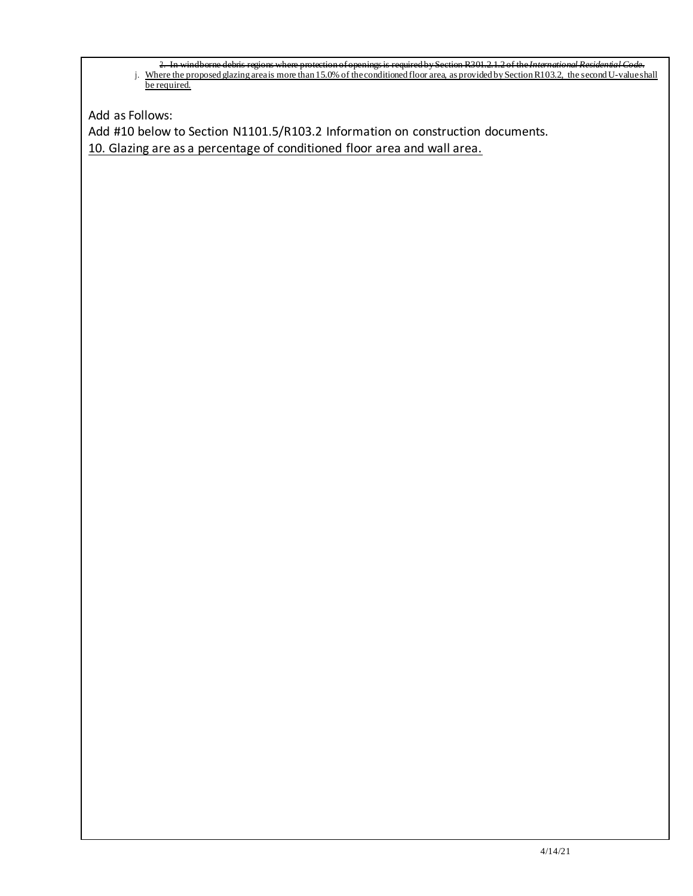~~2. In windborne debris regions where protection of openings is required by Section R301.2.1.2 of the *International Residential Code*.~~

j. <u>Where the proposed glazing area is more than 15.0% of the conditioned floor area, as provided by Section R103.2, the second U-value shall be required.</u>

Add as Follows:

Add #10 below to Section N1101.5/R103.2 Information on construction documents.

<u>10. Glazing are as a percentage of conditioned floor area and wall area.</u>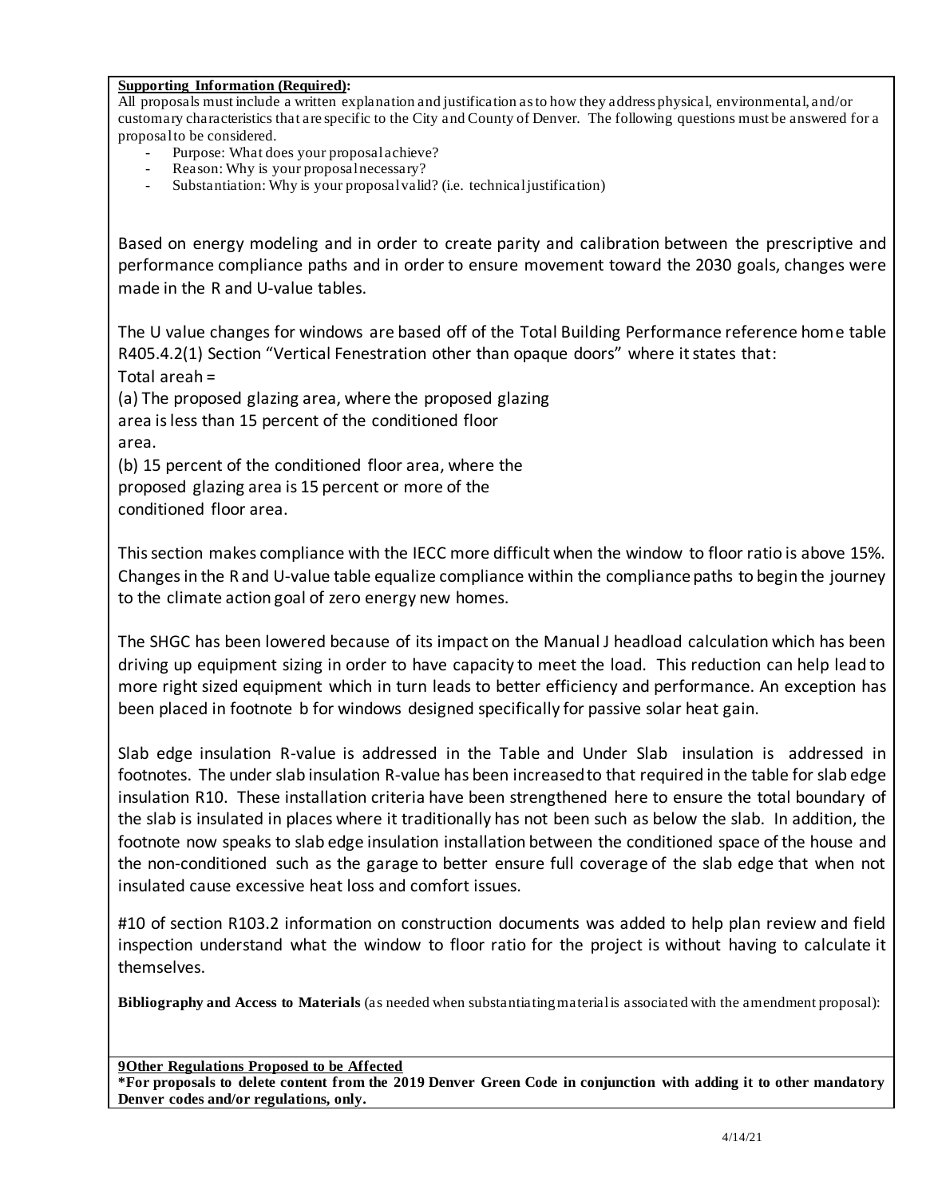**Supporting Information (Required):**

All proposals must include a written explanation and justification as to how they address physical, environmental, and/or customary characteristics that are specific to the City and County of Denver. The following questions must be answered for a proposal to be considered.

- Purpose: What does your proposal achieve?
- Reason: Why is your proposal necessary?
- Substantiation: Why is your proposal valid? (i.e. technical justification)

Based on energy modeling and in order to create parity and calibration between the prescriptive and performance compliance paths and in order to ensure movement toward the 2030 goals, changes were made in the R and U-value tables.

The U value changes for windows are based off of the Total Building Performance reference home table R405.4.2(1) Section "Vertical Fenestration other than opaque doors" where it states that:
Total areah =
(a) The proposed glazing area, where the proposed glazing area is less than 15 percent of the conditioned floor area.
(b) 15 percent of the conditioned floor area, where the proposed glazing area is 15 percent or more of the conditioned floor area.

This section makes compliance with the IECC more difficult when the window to floor ratio is above 15%. Changes in the R and U-value table equalize compliance within the compliance paths to begin the journey to the climate action goal of zero energy new homes.

The SHGC has been lowered because of its impact on the Manual J headload calculation which has been driving up equipment sizing in order to have capacity to meet the load. This reduction can help lead to more right sized equipment which in turn leads to better efficiency and performance. An exception has been placed in footnote b for windows designed specifically for passive solar heat gain.

Slab edge insulation R-value is addressed in the Table and Under Slab insulation is addressed in footnotes. The under slab insulation R-value has been increased to that required in the table for slab edge insulation R10. These installation criteria have been strengthened here to ensure the total boundary of the slab is insulated in places where it traditionally has not been such as below the slab. In addition, the footnote now speaks to slab edge insulation installation between the conditioned space of the house and the non-conditioned such as the garage to better ensure full coverage of the slab edge that when not insulated cause excessive heat loss and comfort issues.

#10 of section R103.2 information on construction documents was added to help plan review and field inspection understand what the window to floor ratio for the project is without having to calculate it themselves.

**Bibliography and Access to Materials** (as needed when substantiating material is associated with the amendment proposal):

**9Other Regulations Proposed to be Affected**

**\*For proposals to delete content from the 2019 Denver Green Code in conjunction with adding it to other mandatory Denver codes and/or regulations, only.**

4/14/21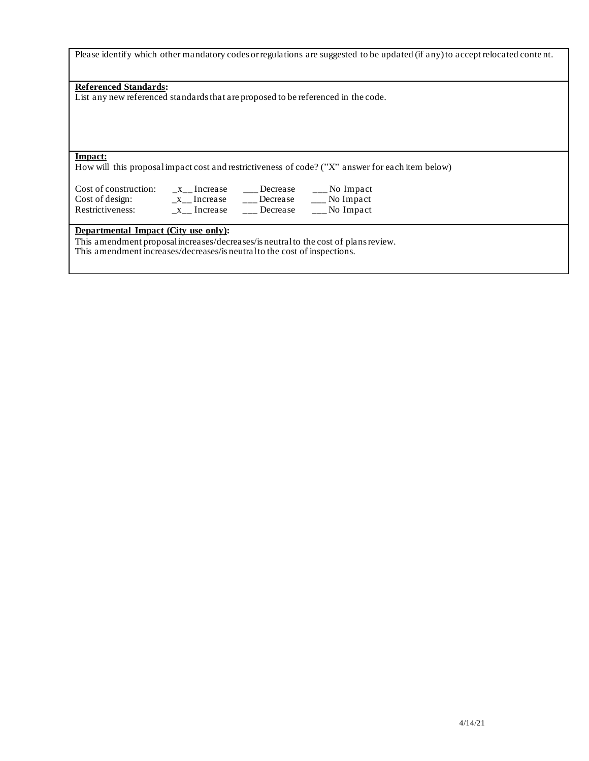Please identify which other mandatory codes or regulations are suggested to be updated (if any) to accept relocated content.

**Referenced Standards:**

List any new referenced standards that are proposed to be referenced in the code.

**Impact:**

How will this proposal impact cost and restrictiveness of code? ("X" answer for each item below)

| | | | |
|---|---|---|---|
| Cost of construction: | _x__ Increase | ___ Decrease | ___ No Impact |
| Cost of design: | _x__ Increase | ___ Decrease | ___ No Impact |
| Restrictiveness: | _x__ Increase | ___ Decrease | ___ No Impact |

**Departmental Impact (City use only):**

This amendment proposal increases/decreases/is neutral to the cost of plans review.
This amendment increases/decreases/is neutral to the cost of inspections.

4/14/21